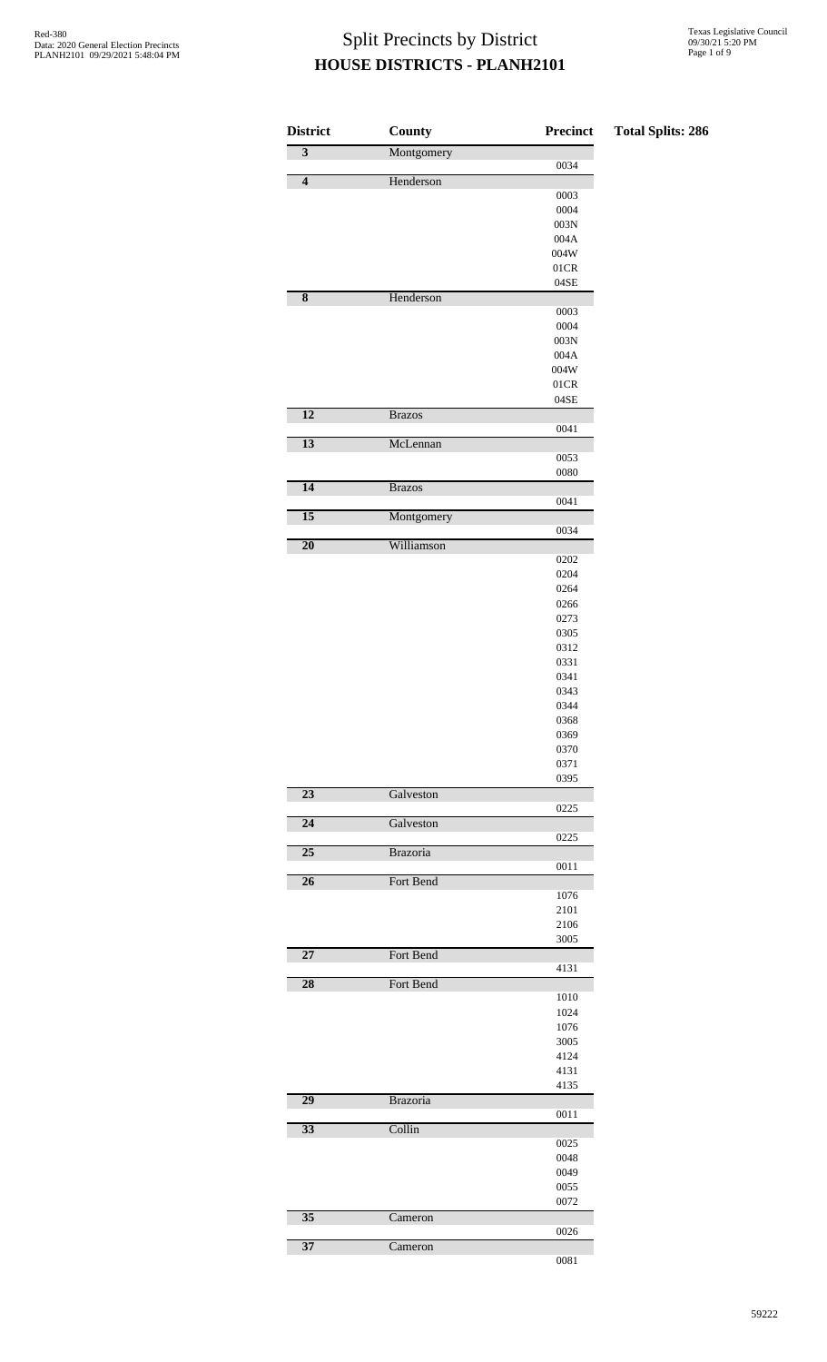# Split Precincts by District

## HOUSE DISTRICTS - PLANH2101

Red-380
Data: 2020 General Election Precincts
PLANH2101 09/29/2021 5:48:04 PM

Texas Legislative Council
09/30/21 5:20 PM

**Total Splits: 286**

| District | County | Precinct |
|---|---|---|
| 3 | Montgomery | |
| | | 0034 |
| 4 | Henderson | |
| | | 0003 |
| | | 0004 |
| | | 003N |
| | | 004A |
| | | 004W |
| | | 01CR |
| | | 04SE |
| 8 | Henderson | |
| | | 0003 |
| | | 0004 |
| | | 003N |
| | | 004A |
| | | 004W |
| | | 01CR |
| | | 04SE |
| 12 | Brazos | |
| | | 0041 |
| 13 | McLennan | |
| | | 0053 |
| | | 0080 |
| 14 | Brazos | |
| | | 0041 |
| 15 | Montgomery | |
| | | 0034 |
| 20 | Williamson | |
| | | 0202 |
| | | 0204 |
| | | 0264 |
| | | 0266 |
| | | 0273 |
| | | 0305 |
| | | 0312 |
| | | 0331 |
| | | 0341 |
| | | 0343 |
| | | 0344 |
| | | 0368 |
| | | 0369 |
| | | 0370 |
| | | 0371 |
| | | 0395 |
| 23 | Galveston | |
| | | 0225 |
| 24 | Galveston | |
| | | 0225 |
| 25 | Brazoria | |
| | | 0011 |
| 26 | Fort Bend | |
| | | 1076 |
| | | 2101 |
| | | 2106 |
| | | 3005 |
| 27 | Fort Bend | |
| | | 4131 |
| 28 | Fort Bend | |
| | | 1010 |
| | | 1024 |
| | | 1076 |
| | | 3005 |
| | | 4124 |
| | | 4131 |
| | | 4135 |
| 29 | Brazoria | |
| | | 0011 |
| 33 | Collin | |
| | | 0025 |
| | | 0048 |
| | | 0049 |
| | | 0055 |
| | | 0072 |
| 35 | Cameron | |
| | | 0026 |
| 37 | Cameron | |
| | | 0081 |

59222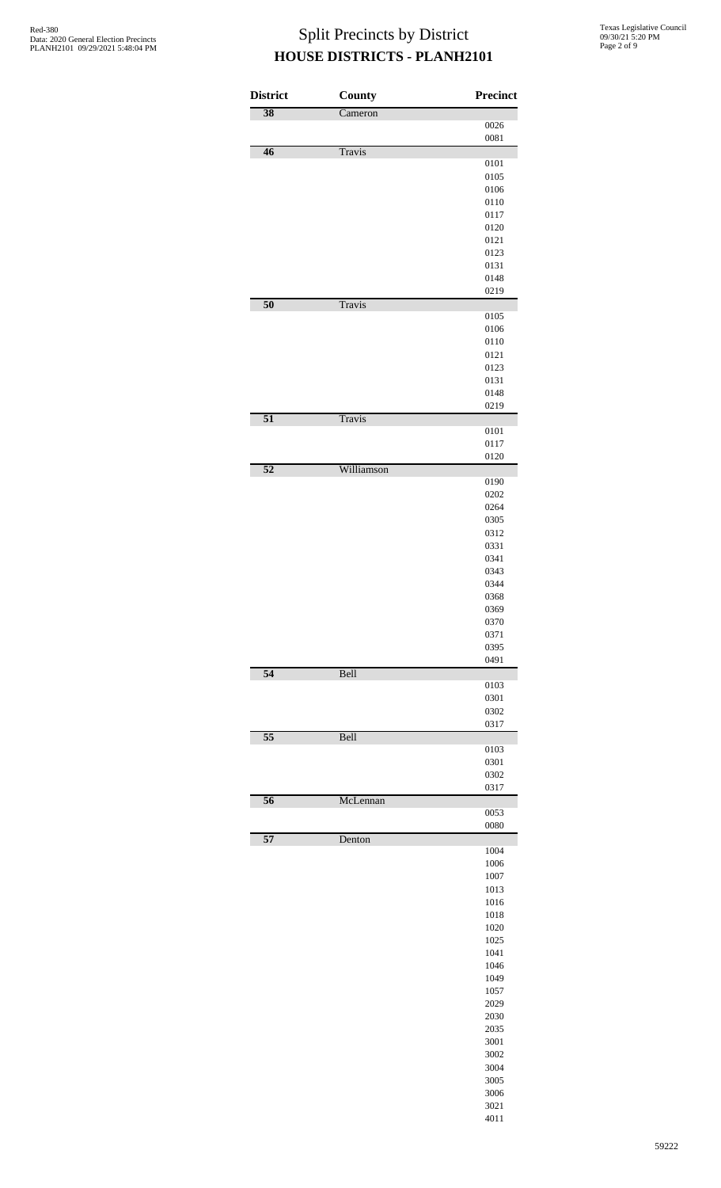# Split Precincts by District
## HOUSE DISTRICTS - PLANH2101

| District | County | Precinct |
|---|---|---|
| 38 | Cameron | |
| | | 0026 |
| | | 0081 |
| 46 | Travis | |
| | | 0101 |
| | | 0105 |
| | | 0106 |
| | | 0110 |
| | | 0117 |
| | | 0120 |
| | | 0121 |
| | | 0123 |
| | | 0131 |
| | | 0148 |
| | | 0219 |
| 50 | Travis | |
| | | 0105 |
| | | 0106 |
| | | 0110 |
| | | 0121 |
| | | 0123 |
| | | 0131 |
| | | 0148 |
| | | 0219 |
| 51 | Travis | |
| | | 0101 |
| | | 0117 |
| | | 0120 |
| 52 | Williamson | |
| | | 0190 |
| | | 0202 |
| | | 0264 |
| | | 0305 |
| | | 0312 |
| | | 0331 |
| | | 0341 |
| | | 0343 |
| | | 0344 |
| | | 0368 |
| | | 0369 |
| | | 0370 |
| | | 0371 |
| | | 0395 |
| | | 0491 |
| 54 | Bell | |
| | | 0103 |
| | | 0301 |
| | | 0302 |
| | | 0317 |
| 55 | Bell | |
| | | 0103 |
| | | 0301 |
| | | 0302 |
| | | 0317 |
| 56 | McLennan | |
| | | 0053 |
| | | 0080 |
| 57 | Denton | |
| | | 1004 |
| | | 1006 |
| | | 1007 |
| | | 1013 |
| | | 1016 |
| | | 1018 |
| | | 1020 |
| | | 1025 |
| | | 1041 |
| | | 1046 |
| | | 1049 |
| | | 1057 |
| | | 2029 |
| | | 2030 |
| | | 2035 |
| | | 3001 |
| | | 3002 |
| | | 3004 |
| | | 3005 |
| | | 3006 |
| | | 3021 |
| | | 4011 |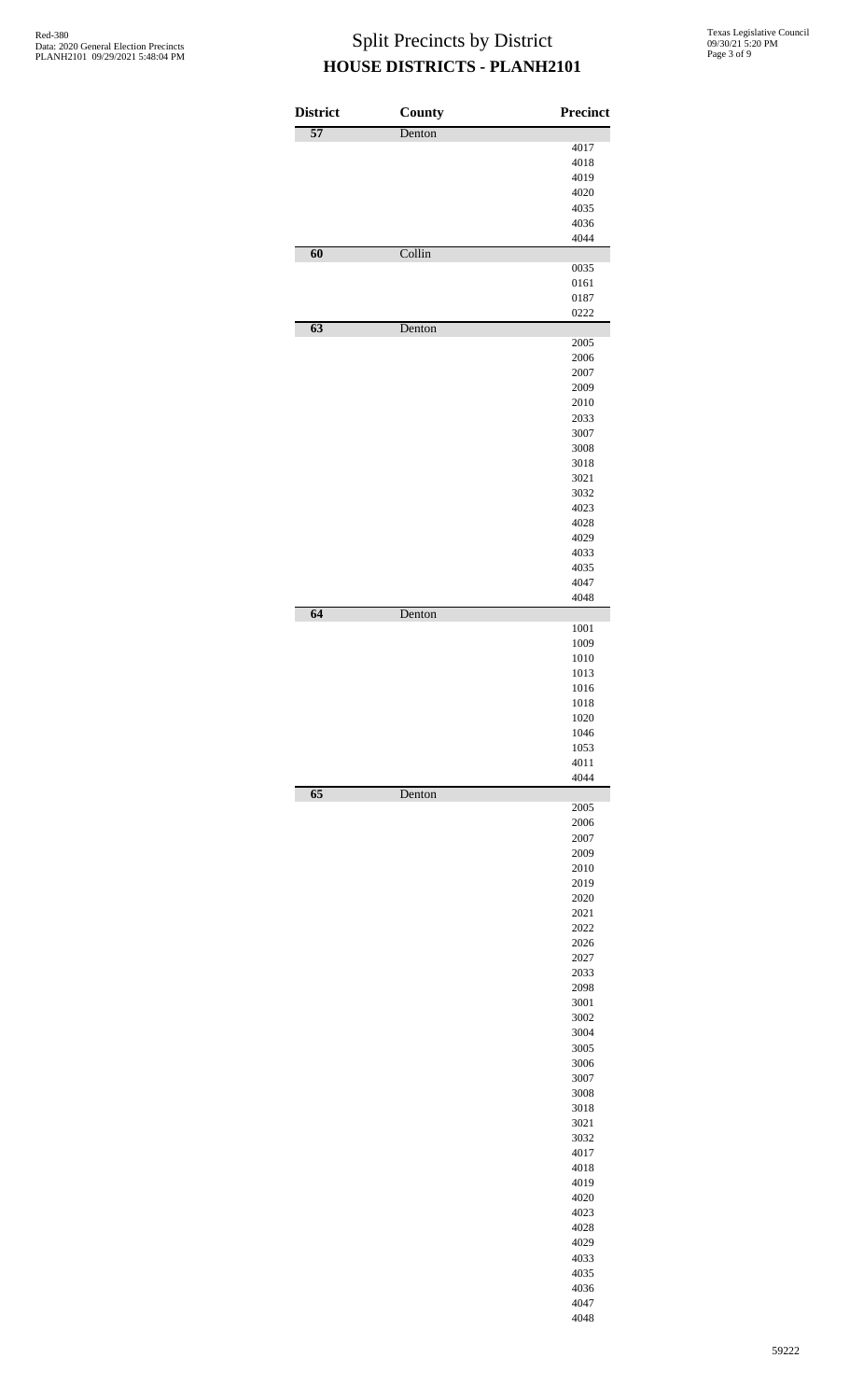# Split Precincts by District

## HOUSE DISTRICTS - PLANH2101

| District | County | Precinct |
|---|---|---|
| 57 | Denton | |
| | | 4017 |
| | | 4018 |
| | | 4019 |
| | | 4020 |
| | | 4035 |
| | | 4036 |
| | | 4044 |
| 60 | Collin | |
| | | 0035 |
| | | 0161 |
| | | 0187 |
| | | 0222 |
| 63 | Denton | |
| | | 2005 |
| | | 2006 |
| | | 2007 |
| | | 2009 |
| | | 2010 |
| | | 2033 |
| | | 3007 |
| | | 3008 |
| | | 3018 |
| | | 3021 |
| | | 3032 |
| | | 4023 |
| | | 4028 |
| | | 4029 |
| | | 4033 |
| | | 4035 |
| | | 4047 |
| | | 4048 |
| 64 | Denton | |
| | | 1001 |
| | | 1009 |
| | | 1010 |
| | | 1013 |
| | | 1016 |
| | | 1018 |
| | | 1020 |
| | | 1046 |
| | | 1053 |
| | | 4011 |
| | | 4044 |
| 65 | Denton | |
| | | 2005 |
| | | 2006 |
| | | 2007 |
| | | 2009 |
| | | 2010 |
| | | 2019 |
| | | 2020 |
| | | 2021 |
| | | 2022 |
| | | 2026 |
| | | 2027 |
| | | 2033 |
| | | 2098 |
| | | 3001 |
| | | 3002 |
| | | 3004 |
| | | 3005 |
| | | 3006 |
| | | 3007 |
| | | 3008 |
| | | 3018 |
| | | 3021 |
| | | 3032 |
| | | 4017 |
| | | 4018 |
| | | 4019 |
| | | 4020 |
| | | 4023 |
| | | 4028 |
| | | 4029 |
| | | 4033 |
| | | 4035 |
| | | 4036 |
| | | 4047 |
| | | 4048 |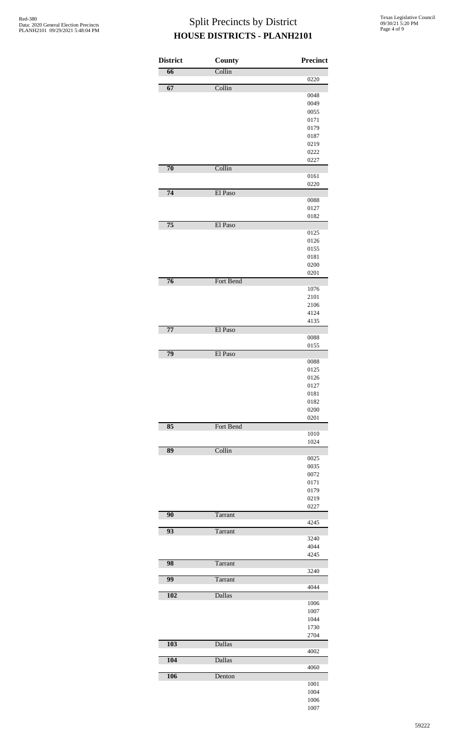# Split Precincts by District
## HOUSE DISTRICTS - PLANH2101

| District | County | Precinct |
|---|---|---|
| 66 | Collin | |
| | | 0220 |
| 67 | Collin | |
| | | 0048 |
| | | 0049 |
| | | 0055 |
| | | 0171 |
| | | 0179 |
| | | 0187 |
| | | 0219 |
| | | 0222 |
| | | 0227 |
| 70 | Collin | |
| | | 0161 |
| | | 0220 |
| 74 | El Paso | |
| | | 0088 |
| | | 0127 |
| | | 0182 |
| 75 | El Paso | |
| | | 0125 |
| | | 0126 |
| | | 0155 |
| | | 0181 |
| | | 0200 |
| | | 0201 |
| 76 | Fort Bend | |
| | | 1076 |
| | | 2101 |
| | | 2106 |
| | | 4124 |
| | | 4135 |
| 77 | El Paso | |
| | | 0088 |
| | | 0155 |
| 79 | El Paso | |
| | | 0088 |
| | | 0125 |
| | | 0126 |
| | | 0127 |
| | | 0181 |
| | | 0182 |
| | | 0200 |
| | | 0201 |
| 85 | Fort Bend | |
| | | 1010 |
| | | 1024 |
| 89 | Collin | |
| | | 0025 |
| | | 0035 |
| | | 0072 |
| | | 0171 |
| | | 0179 |
| | | 0219 |
| | | 0227 |
| 90 | Tarrant | |
| | | 4245 |
| 93 | Tarrant | |
| | | 3240 |
| | | 4044 |
| | | 4245 |
| 98 | Tarrant | |
| | | 3240 |
| 99 | Tarrant | |
| | | 4044 |
| 102 | Dallas | |
| | | 1006 |
| | | 1007 |
| | | 1044 |
| | | 1730 |
| | | 2704 |
| 103 | Dallas | |
| | | 4002 |
| 104 | Dallas | |
| | | 4060 |
| 106 | Denton | |
| | | 1001 |
| | | 1004 |
| | | 1006 |
| | | 1007 |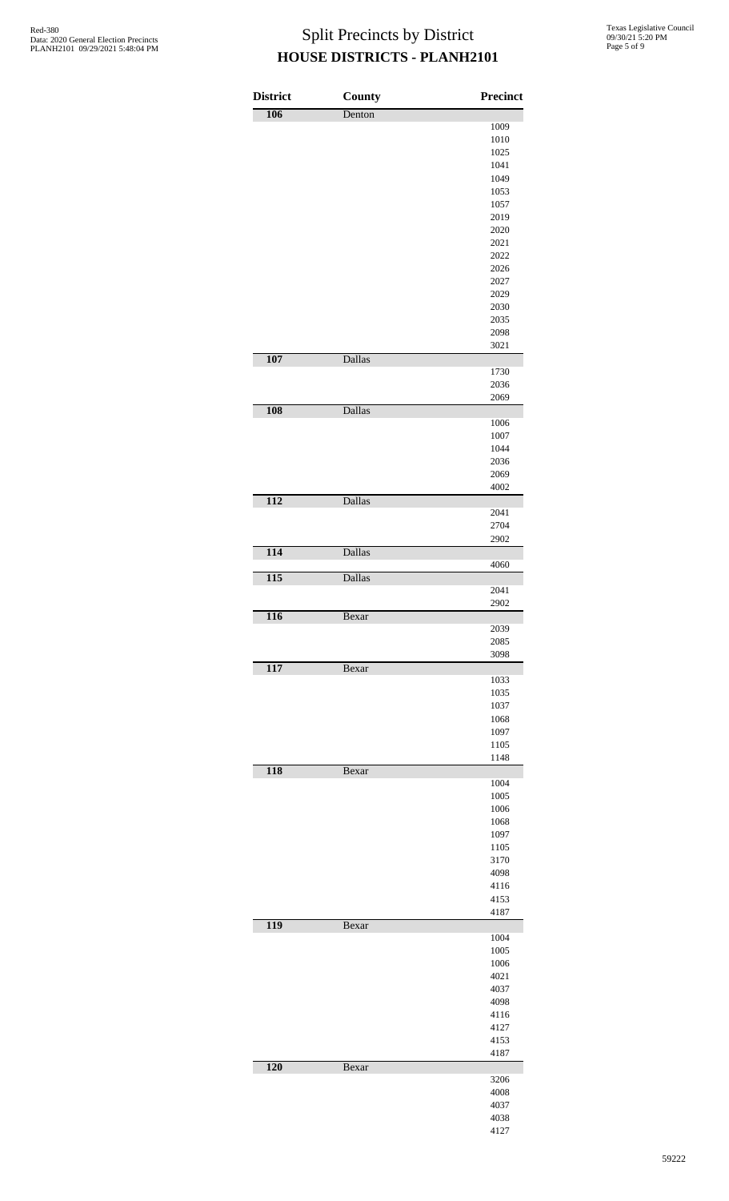# Split Precincts by District

## HOUSE DISTRICTS - PLANH2101

| District | County | Precinct |
|---|---|---|
| 106 | Denton | |
| | | 1009 |
| | | 1010 |
| | | 1025 |
| | | 1041 |
| | | 1049 |
| | | 1053 |
| | | 1057 |
| | | 2019 |
| | | 2020 |
| | | 2021 |
| | | 2022 |
| | | 2026 |
| | | 2027 |
| | | 2029 |
| | | 2030 |
| | | 2035 |
| | | 2098 |
| | | 3021 |
| 107 | Dallas | |
| | | 1730 |
| | | 2036 |
| | | 2069 |
| 108 | Dallas | |
| | | 1006 |
| | | 1007 |
| | | 1044 |
| | | 2036 |
| | | 2069 |
| | | 4002 |
| 112 | Dallas | |
| | | 2041 |
| | | 2704 |
| | | 2902 |
| 114 | Dallas | |
| | | 4060 |
| 115 | Dallas | |
| | | 2041 |
| | | 2902 |
| 116 | Bexar | |
| | | 2039 |
| | | 2085 |
| | | 3098 |
| 117 | Bexar | |
| | | 1033 |
| | | 1035 |
| | | 1037 |
| | | 1068 |
| | | 1097 |
| | | 1105 |
| | | 1148 |
| 118 | Bexar | |
| | | 1004 |
| | | 1005 |
| | | 1006 |
| | | 1068 |
| | | 1097 |
| | | 1105 |
| | | 3170 |
| | | 4098 |
| | | 4116 |
| | | 4153 |
| | | 4187 |
| 119 | Bexar | |
| | | 1004 |
| | | 1005 |
| | | 1006 |
| | | 4021 |
| | | 4037 |
| | | 4098 |
| | | 4116 |
| | | 4127 |
| | | 4153 |
| | | 4187 |
| 120 | Bexar | |
| | | 3206 |
| | | 4008 |
| | | 4037 |
| | | 4038 |
| | | 4127 |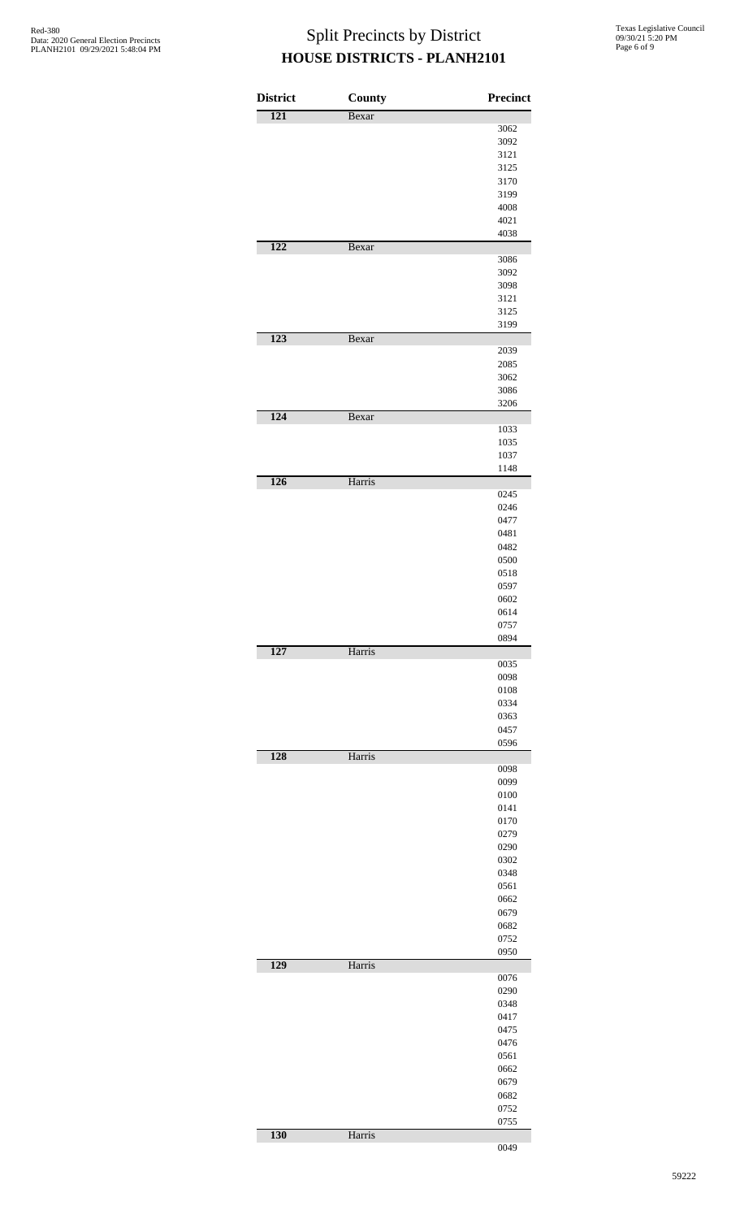# Split Precincts by District
## HOUSE DISTRICTS - PLANH2101

| District | County | Precinct |
|---|---|---|
| 121 | Bexar | |
| | | 3062 |
| | | 3092 |
| | | 3121 |
| | | 3125 |
| | | 3170 |
| | | 3199 |
| | | 4008 |
| | | 4021 |
| | | 4038 |
| 122 | Bexar | |
| | | 3086 |
| | | 3092 |
| | | 3098 |
| | | 3121 |
| | | 3125 |
| | | 3199 |
| 123 | Bexar | |
| | | 2039 |
| | | 2085 |
| | | 3062 |
| | | 3086 |
| | | 3206 |
| 124 | Bexar | |
| | | 1033 |
| | | 1035 |
| | | 1037 |
| | | 1148 |
| 126 | Harris | |
| | | 0245 |
| | | 0246 |
| | | 0477 |
| | | 0481 |
| | | 0482 |
| | | 0500 |
| | | 0518 |
| | | 0597 |
| | | 0602 |
| | | 0614 |
| | | 0757 |
| | | 0894 |
| 127 | Harris | |
| | | 0035 |
| | | 0098 |
| | | 0108 |
| | | 0334 |
| | | 0363 |
| | | 0457 |
| | | 0596 |
| 128 | Harris | |
| | | 0098 |
| | | 0099 |
| | | 0100 |
| | | 0141 |
| | | 0170 |
| | | 0279 |
| | | 0290 |
| | | 0302 |
| | | 0348 |
| | | 0561 |
| | | 0662 |
| | | 0679 |
| | | 0682 |
| | | 0752 |
| | | 0950 |
| 129 | Harris | |
| | | 0076 |
| | | 0290 |
| | | 0348 |
| | | 0417 |
| | | 0475 |
| | | 0476 |
| | | 0561 |
| | | 0662 |
| | | 0679 |
| | | 0682 |
| | | 0752 |
| | | 0755 |
| 130 | Harris | |
| | | 0049 |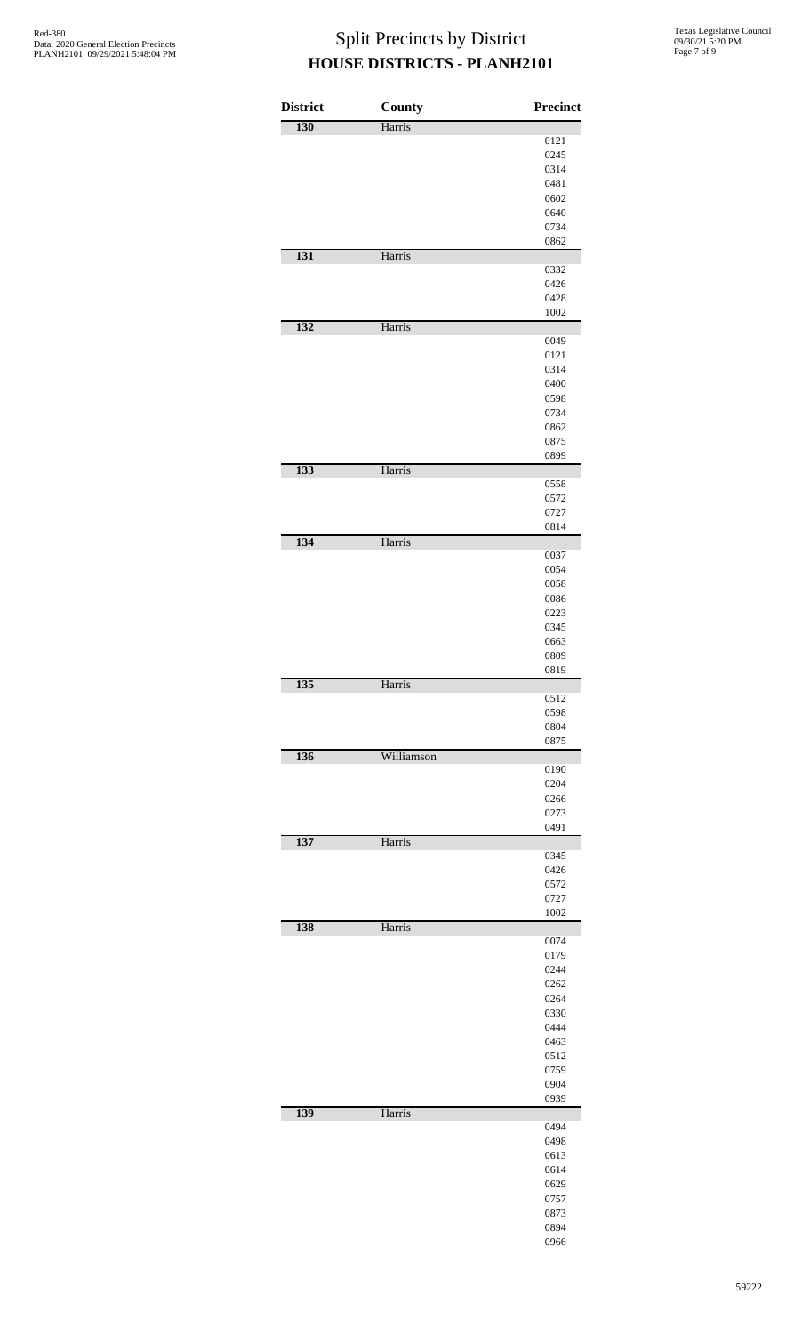# Split Precincts by District

## HOUSE DISTRICTS - PLANH2101

| District | County | Precinct |
|---|---|---|
| 130 | Harris | |
| | | 0121 |
| | | 0245 |
| | | 0314 |
| | | 0481 |
| | | 0602 |
| | | 0640 |
| | | 0734 |
| | | 0862 |
| 131 | Harris | |
| | | 0332 |
| | | 0426 |
| | | 0428 |
| | | 1002 |
| 132 | Harris | |
| | | 0049 |
| | | 0121 |
| | | 0314 |
| | | 0400 |
| | | 0598 |
| | | 0734 |
| | | 0862 |
| | | 0875 |
| | | 0899 |
| 133 | Harris | |
| | | 0558 |
| | | 0572 |
| | | 0727 |
| | | 0814 |
| 134 | Harris | |
| | | 0037 |
| | | 0054 |
| | | 0058 |
| | | 0086 |
| | | 0223 |
| | | 0345 |
| | | 0663 |
| | | 0809 |
| | | 0819 |
| 135 | Harris | |
| | | 0512 |
| | | 0598 |
| | | 0804 |
| | | 0875 |
| 136 | Williamson | |
| | | 0190 |
| | | 0204 |
| | | 0266 |
| | | 0273 |
| | | 0491 |
| 137 | Harris | |
| | | 0345 |
| | | 0426 |
| | | 0572 |
| | | 0727 |
| | | 1002 |
| 138 | Harris | |
| | | 0074 |
| | | 0179 |
| | | 0244 |
| | | 0262 |
| | | 0264 |
| | | 0330 |
| | | 0444 |
| | | 0463 |
| | | 0512 |
| | | 0759 |
| | | 0904 |
| | | 0939 |
| 139 | Harris | |
| | | 0494 |
| | | 0498 |
| | | 0613 |
| | | 0614 |
| | | 0629 |
| | | 0757 |
| | | 0873 |
| | | 0894 |
| | | 0966 |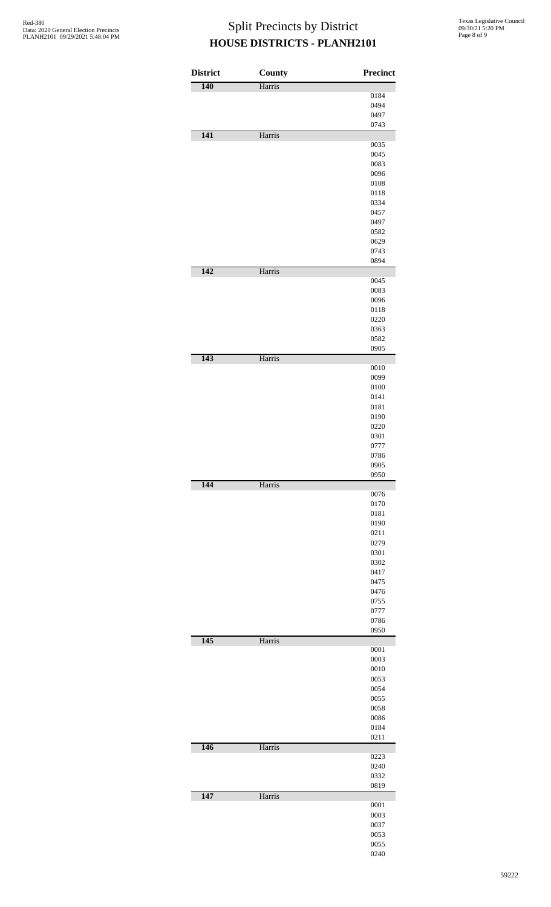# Split Precincts by District

## HOUSE DISTRICTS - PLANH2101

| District | County | Precinct |
|---|---|---|
| 140 | Harris | |
| | | 0184 |
| | | 0494 |
| | | 0497 |
| | | 0743 |
| 141 | Harris | |
| | | 0035 |
| | | 0045 |
| | | 0083 |
| | | 0096 |
| | | 0108 |
| | | 0118 |
| | | 0334 |
| | | 0457 |
| | | 0497 |
| | | 0582 |
| | | 0629 |
| | | 0743 |
| | | 0894 |
| 142 | Harris | |
| | | 0045 |
| | | 0083 |
| | | 0096 |
| | | 0118 |
| | | 0220 |
| | | 0363 |
| | | 0582 |
| | | 0905 |
| 143 | Harris | |
| | | 0010 |
| | | 0099 |
| | | 0100 |
| | | 0141 |
| | | 0181 |
| | | 0190 |
| | | 0220 |
| | | 0301 |
| | | 0777 |
| | | 0786 |
| | | 0905 |
| | | 0950 |
| 144 | Harris | |
| | | 0076 |
| | | 0170 |
| | | 0181 |
| | | 0190 |
| | | 0211 |
| | | 0279 |
| | | 0301 |
| | | 0302 |
| | | 0417 |
| | | 0475 |
| | | 0476 |
| | | 0755 |
| | | 0777 |
| | | 0786 |
| | | 0950 |
| 145 | Harris | |
| | | 0001 |
| | | 0003 |
| | | 0010 |
| | | 0053 |
| | | 0054 |
| | | 0055 |
| | | 0058 |
| | | 0086 |
| | | 0184 |
| | | 0211 |
| 146 | Harris | |
| | | 0223 |
| | | 0240 |
| | | 0332 |
| | | 0819 |
| 147 | Harris | |
| | | 0001 |
| | | 0003 |
| | | 0037 |
| | | 0053 |
| | | 0055 |
| | | 0240 |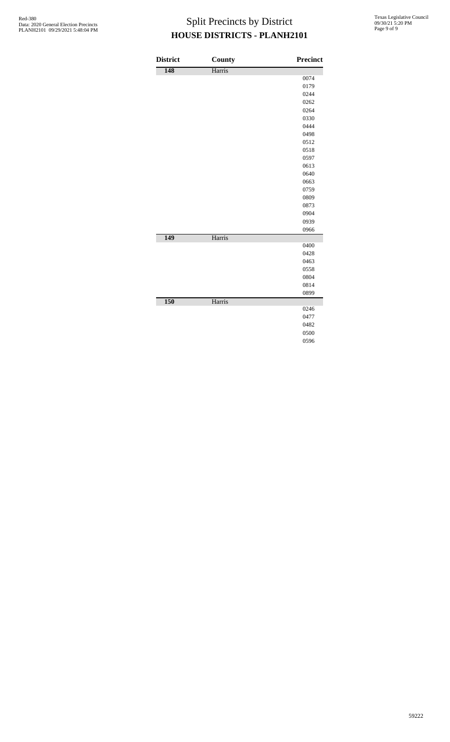# Split Precincts by District

## HOUSE DISTRICTS - PLANH2101

| District | County | Precinct |
|---|---|---|
| 148 | Harris | |
| | | 0074 |
| | | 0179 |
| | | 0244 |
| | | 0262 |
| | | 0264 |
| | | 0330 |
| | | 0444 |
| | | 0498 |
| | | 0512 |
| | | 0518 |
| | | 0597 |
| | | 0613 |
| | | 0640 |
| | | 0663 |
| | | 0759 |
| | | 0809 |
| | | 0873 |
| | | 0904 |
| | | 0939 |
| | | 0966 |
| 149 | Harris | |
| | | 0400 |
| | | 0428 |
| | | 0463 |
| | | 0558 |
| | | 0804 |
| | | 0814 |
| | | 0899 |
| 150 | Harris | |
| | | 0246 |
| | | 0477 |
| | | 0482 |
| | | 0500 |
| | | 0596 |